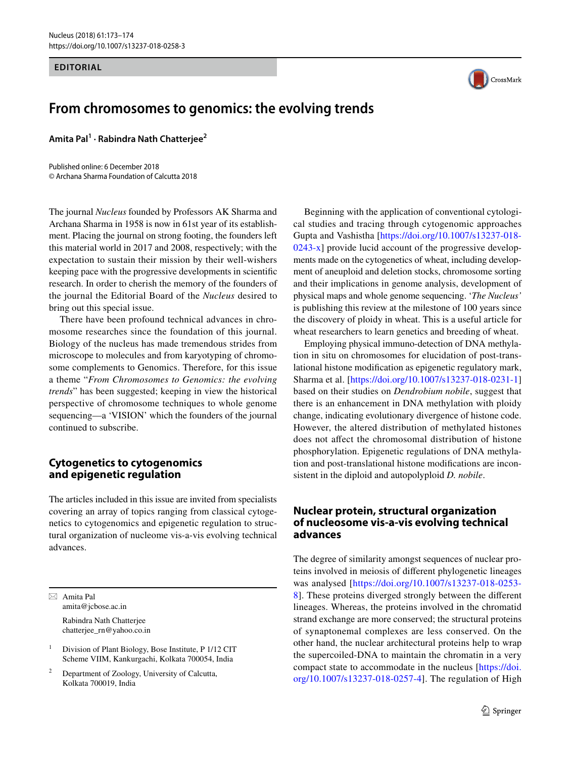EDITORIAL

# From chromosomes to genomics: the evolving trends

**Amita Pal[1] · Rabindra Nath Chatterjee[2]**

Published online: 6 December 2018
© Archana Sharma Foundation of Calcutta 2018

The journal *Nucleus* founded by Professors AK Sharma and Archana Sharma in 1958 is now in 61st year of its establishment. Placing the journal on strong footing, the founders left this material world in 2017 and 2008, respectively; with the expectation to sustain their mission by their well-wishers keeping pace with the progressive developments in scientific research. In order to cherish the memory of the founders of the journal the Editorial Board of the *Nucleus* desired to bring out this special issue.

There have been profound technical advances in chromosome researches since the foundation of this journal. Biology of the nucleus has made tremendous strides from microscope to molecules and from karyotyping of chromosome complements to Genomics. Therefore, for this issue a theme "*From Chromosomes to Genomics: the evolving trends*" has been suggested; keeping in view the historical perspective of chromosome techniques to whole genome sequencing—a 'VISION' which the founders of the journal continued to subscribe.

## Cytogenetics to cytogenomics and epigenetic regulation

The articles included in this issue are invited from specialists covering an array of topics ranging from classical cytogenetics to cytogenomics and epigenetic regulation to structural organization of nucleome vis-a-vis evolving technical advances.

Beginning with the application of conventional cytological studies and tracing through cytogenomic approaches Gupta and Vashistha [https://doi.org/10.1007/s13237-018-0243-x] provide lucid account of the progressive developments made on the cytogenetics of wheat, including development of aneuploid and deletion stocks, chromosome sorting and their implications in genome analysis, development of physical maps and whole genome sequencing. '*The Nucleus*' is publishing this review at the milestone of 100 years since the discovery of ploidy in wheat. This is a useful article for wheat researchers to learn genetics and breeding of wheat.

Employing physical immuno-detection of DNA methylation in situ on chromosomes for elucidation of post-translational histone modification as epigenetic regulatory mark, Sharma et al. [https://doi.org/10.1007/s13237-018-0231-1] based on their studies on *Dendrobium nobile*, suggest that there is an enhancement in DNA methylation with ploidy change, indicating evolutionary divergence of histone code. However, the altered distribution of methylated histones does not affect the chromosomal distribution of histone phosphorylation. Epigenetic regulations of DNA methylation and post-translational histone modifications are inconsistent in the diploid and autopolyploid *D. nobile*.

## Nuclear protein, structural organization of nucleosome vis-a-vis evolving technical advances

The degree of similarity amongst sequences of nuclear proteins involved in meiosis of different phylogenetic lineages was analysed [https://doi.org/10.1007/s13237-018-0253-8]. These proteins diverged strongly between the different lineages. Whereas, the proteins involved in the chromatid strand exchange are more conserved; the structural proteins of synaptonemal complexes are less conserved. On the other hand, the nuclear architectural proteins help to wrap the supercoiled-DNA to maintain the chromatin in a very compact state to accommodate in the nucleus [https://doi.org/10.1007/s13237-018-0257-4]. The regulation of High

✉ Amita Pal
amita@jcbose.ac.in

Rabindra Nath Chatterjee
chatterjee_rn@yahoo.co.in

[1] Division of Plant Biology, Bose Institute, P 1/12 CIT Scheme VIIM, Kankurgachi, Kolkata 700054, India

[2] Department of Zoology, University of Calcutta, Kolkata 700019, India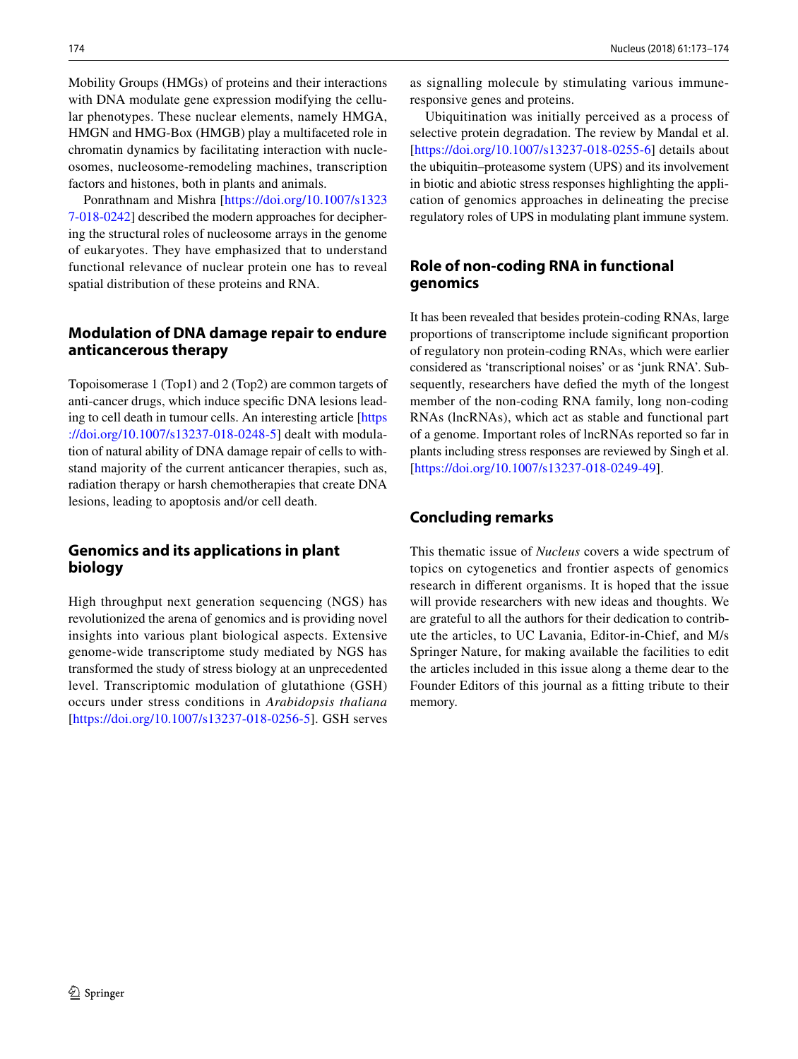Mobility Groups (HMGs) of proteins and their interactions with DNA modulate gene expression modifying the cellular phenotypes. These nuclear elements, namely HMGA, HMGN and HMG-Box (HMGB) play a multifaceted role in chromatin dynamics by facilitating interaction with nucleosomes, nucleosome-remodeling machines, transcription factors and histones, both in plants and animals.

Ponrathnam and Mishra [https://doi.org/10.1007/s13237-018-0242] described the modern approaches for deciphering the structural roles of nucleosome arrays in the genome of eukaryotes. They have emphasized that to understand functional relevance of nuclear protein one has to reveal spatial distribution of these proteins and RNA.

## Modulation of DNA damage repair to endure anticancerous therapy

Topoisomerase 1 (Top1) and 2 (Top2) are common targets of anti-cancer drugs, which induce specific DNA lesions leading to cell death in tumour cells. An interesting article [https://doi.org/10.1007/s13237-018-0248-5] dealt with modulation of natural ability of DNA damage repair of cells to withstand majority of the current anticancer therapies, such as, radiation therapy or harsh chemotherapies that create DNA lesions, leading to apoptosis and/or cell death.

## Genomics and its applications in plant biology

High throughput next generation sequencing (NGS) has revolutionized the arena of genomics and is providing novel insights into various plant biological aspects. Extensive genome-wide transcriptome study mediated by NGS has transformed the study of stress biology at an unprecedented level. Transcriptomic modulation of glutathione (GSH) occurs under stress conditions in *Arabidopsis thaliana* [https://doi.org/10.1007/s13237-018-0256-5]. GSH serves as signalling molecule by stimulating various immune-responsive genes and proteins.

Ubiquitination was initially perceived as a process of selective protein degradation. The review by Mandal et al. [https://doi.org/10.1007/s13237-018-0255-6] details about the ubiquitin–proteasome system (UPS) and its involvement in biotic and abiotic stress responses highlighting the application of genomics approaches in delineating the precise regulatory roles of UPS in modulating plant immune system.

## Role of non-coding RNA in functional genomics

It has been revealed that besides protein-coding RNAs, large proportions of transcriptome include significant proportion of regulatory non protein-coding RNAs, which were earlier considered as 'transcriptional noises' or as 'junk RNA'. Subsequently, researchers have defied the myth of the longest member of the non-coding RNA family, long non-coding RNAs (lncRNAs), which act as stable and functional part of a genome. Important roles of lncRNAs reported so far in plants including stress responses are reviewed by Singh et al. [https://doi.org/10.1007/s13237-018-0249-49].

## Concluding remarks

This thematic issue of *Nucleus* covers a wide spectrum of topics on cytogenetics and frontier aspects of genomics research in different organisms. It is hoped that the issue will provide researchers with new ideas and thoughts. We are grateful to all the authors for their dedication to contribute the articles, to UC Lavania, Editor-in-Chief, and M/s Springer Nature, for making available the facilities to edit the articles included in this issue along a theme dear to the Founder Editors of this journal as a fitting tribute to their memory.